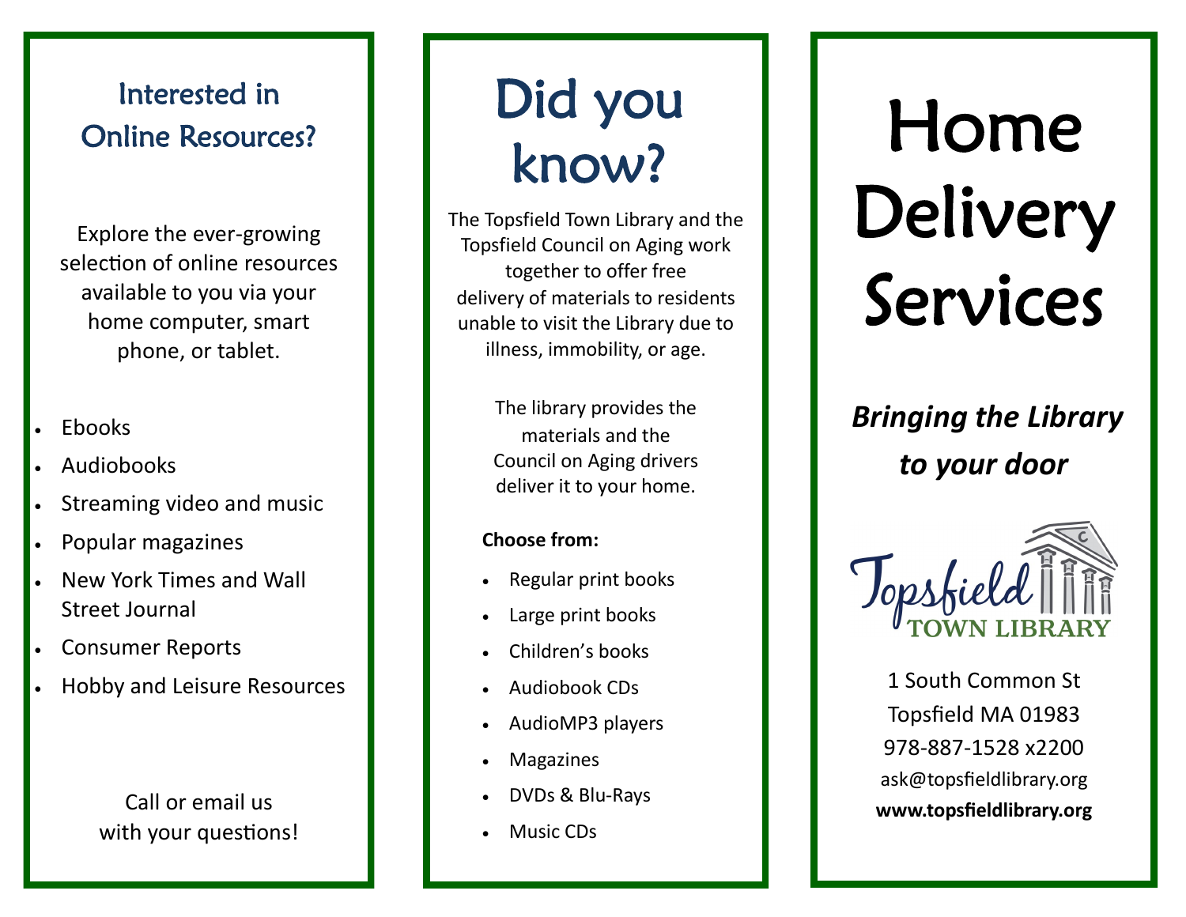## Interested in Online Resources?

Explore the ever-growing selection of online resources available to you via your home computer, smart phone, or tablet.

- Ebooks
- Audiobooks
- Streaming video and music
- Popular magazines
- New York Times and Wall Street Journal
- Consumer Reports
- Hobby and Leisure Resources

Call or email us with your questions!

# Did you know?

The Topsfield Town Library and the Topsfield Council on Aging work together to offer free delivery of materials to residents unable to visit the Library due to illness, immobility, or age.

The library provides the materials and the Council on Aging drivers deliver it to your home.

**Choose from:**

- Regular print books
- Large print books
- Children's books
- Audiobook CDs
- AudioMP3 players
- Magazines
- DVDs & Blu-Rays
- Music CDs

# Home Delivery Services

***Bringing the Library to your door***

Topsfield TOWN LIBRARY

1 South Common St
Topsfield MA 01983
978-887-1528 x2200
ask@topsfieldlibrary.org
**www.topsfieldlibrary.org**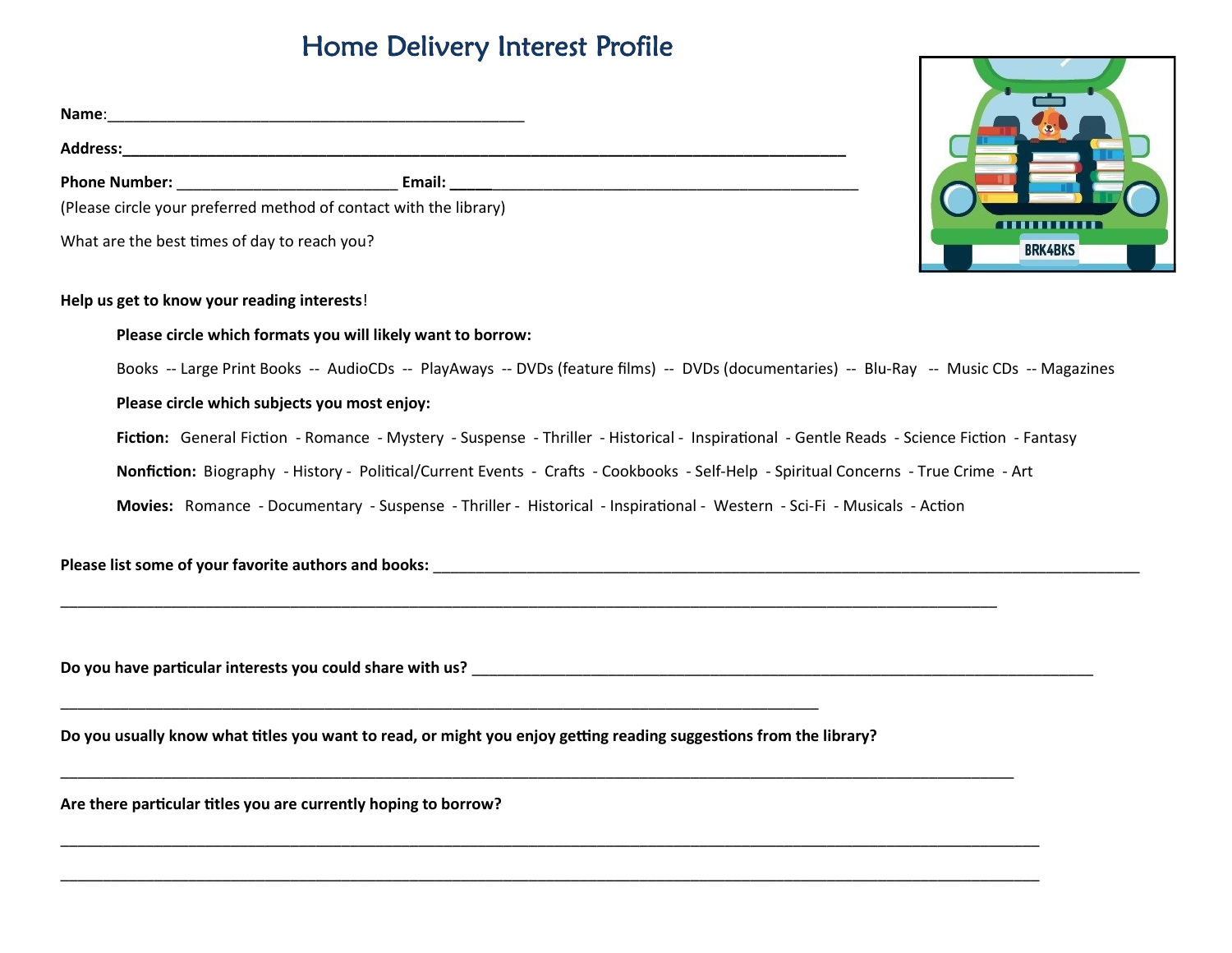# Home Delivery Interest Profile

**Name**:_______________________________________________

**Address:**_______________________________________________________________________________

**Phone Number:** _________________________ **Email:** _____________________________________________

(Please circle your preferred method of contact with the library)

What are the best times of day to reach you?

**Help us get to know your reading interests**!

**Please circle which formats you will likely want to borrow:**

Books -- Large Print Books -- AudioCDs -- PlayAways -- DVDs (feature films) -- DVDs (documentaries) -- Blu-Ray -- Music CDs -- Magazines

**Please circle which subjects you most enjoy:**

**Fiction:** General Fiction - Romance - Mystery - Suspense - Thriller - Historical - Inspirational - Gentle Reads - Science Fiction - Fantasy

**Nonfiction:** Biography - History - Political/Current Events - Crafts - Cookbooks - Self-Help - Spiritual Concerns - True Crime - Art

**Movies:** Romance - Documentary - Suspense - Thriller - Historical - Inspirational - Western - Sci-Fi - Musicals - Action

**Please list some of your favorite authors and books:** ________________________________________________________________________________

__________________________________________________________________________________________________________

**Do you have particular interests you could share with us?** _______________________________________________________________________

_________________________________________________________________________________________

**Do you usually know what titles you want to read, or might you enjoy getting reading suggestions from the library?**

__________________________________________________________________________________________________________

**Are there particular titles you are currently hoping to borrow?**

__________________________________________________________________________________________________________

__________________________________________________________________________________________________________